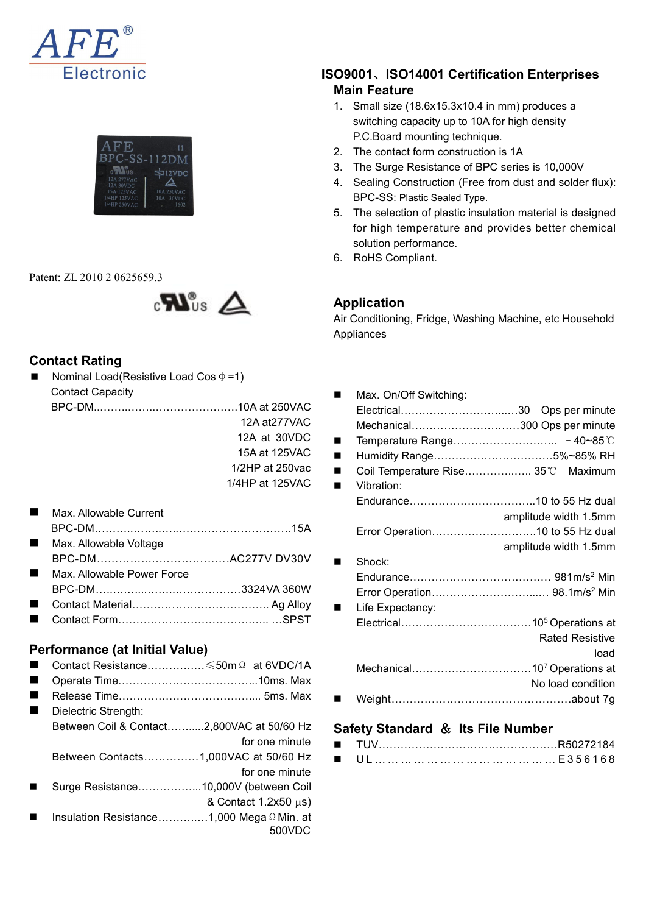# AFE® Electronic

**ISO9001、ISO14001 Certification Enterprises**

## Main Feature

1. Small size (18.6x15.3x10.4 in mm) produces a switching capacity up to 10A for high density P.C.Board mounting technique.
2. The contact form construction is 1A
3. The Surge Resistance of BPC series is 10,000V
4. Sealing Construction (Free from dust and solder flux): BPC-SS: Plastic Sealed Type.
5. The selection of plastic insulation material is designed for high temperature and provides better chemical solution performance.
6. RoHS Compliant.

Patent: ZL 2010 2 0625659.3

## Application

Air Conditioning, Fridge, Washing Machine, etc Household Appliances

## Contact Rating

- Nominal Load(Resistive Load Cos ϕ =1)
  Contact Capacity
  BPC-DM……………………………………10A at 250VAC
  12A at277VAC
  12A at 30VDC
  15A at 125VAC
  1/2HP at 250vac
  1/4HP at 125VAC
- Max. Allowable Current
  BPC-DM……………………………………………15A
- Max. Allowable Voltage
  BPC-DM………………………………AC277V DV30V
- Max. Allowable Power Force
  BPC-DM……………………………………3324VA 360W
- Contact Material……………………………… Ag Alloy
- Contact Form…………………………………… …SPST

## Performance (at Initial Value)

- Contact Resistance……………≤50mΩ at 6VDC/1A
- Operate Time………………………………..10ms. Max
- Release Time……………………………….. 5ms. Max
- Dielectric Strength:
  Between Coil & Contact……....2,800VAC at 50/60 Hz for one minute
  Between Contacts……………1,000VAC at 50/60 Hz for one minute
- Surge Resistance……………..10,000V (between Coil & Contact 1.2x50 μs)
- Insulation Resistance…………1,000 MegaΩ Min. at 500VDC

- Max. On/Off Switching:
  Electrical…………………………..30 Ops per minute
  Mechanical…………………………300 Ops per minute
- Temperature Range……………………… －40~85℃
- Humidity Range……………………………5%~85% RH
- Coil Temperature Rise……………… 35℃ Maximum
- Vibration:
  Endurance……………………………..10 to 55 Hz dual amplitude width 1.5mm
  Error Operation………………………..10 to 55 Hz dual amplitude width 1.5mm
- Shock:
  Endurance……………………………… 981m/s$^2$ Min
  Error Operation………………………... 98.1m/s$^2$ Min
- Life Expectancy:
  Electrical………………………………$10^5$ Operations at Rated Resistive load
  Mechanical……………………………$10^7$ Operations at No load condition
- Weight…………………………………………about 7g

## Safety Standard & Its File Number

- TUV…………………………………………R50272184
- U L … … … … … … … … … … … … … … E 3 5 6 1 6 8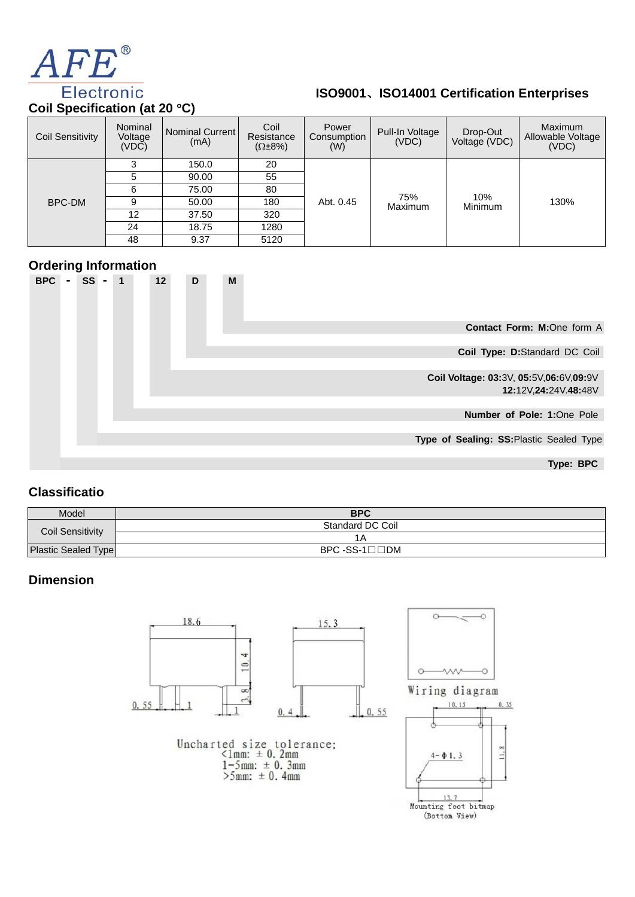AFE®
Electronic

ISO9001、ISO14001 Certification Enterprises

## Coil Specification (at 20 °C)

| Coil Sensitivity | Nominal Voltage (VDC) | Nominal Current (mA) | Coil Resistance (Ω±8%) | Power Consumption (W) | Pull-In Voltage (VDC) | Drop-Out Voltage (VDC) | Maximum Allowable Voltage (VDC) |
|---|---|---|---|---|---|---|---|
| BPC-DM | 3 | 150.0 | 20 | Abt. 0.45 | 75% Maximum | 10% Minimum | 130% |
| | 5 | 90.00 | 55 | | | | |
| | 6 | 75.00 | 80 | | | | |
| | 9 | 50.00 | 180 | | | | |
| | 12 | 37.50 | 320 | | | | |
| | 24 | 18.75 | 1280 | | | | |
| | 48 | 9.37 | 5120 | | | | |

## Ordering Information

**BPC - SS - 1 12 D M**

- **Contact Form: M:**One form A
- **Coil Type: D:**Standard DC Coil
- **Coil Voltage: 03:**3V, **05:**5V,**06:**6V,**09:**9V **12:**12V,**24:**24V.**48:**48V
- **Number of Pole: 1:**One Pole
- **Type of Sealing: SS:**Plastic Sealed Type
- **Type: BPC**

## Classificatio

| Model | BPC |
|---|---|
| Coil Sensitivity | Standard DC Coil |
| | 1A |
| Plastic Sealed Type | BPC -SS-1□□DM |

## Dimension

18.6
10.4
3.8
0.55
1
1
15.3
0.4
0.55

Uncharted size tolerance:
<1mm: ± 0. 2mm
1−5mm: ± 0. 3mm
>5mm: ± 0. 4mm

Wiring diagram

10.15
0.35
4−Φ1.3
11.8
13.7
Mounting feet bitmap
(Bottom View)